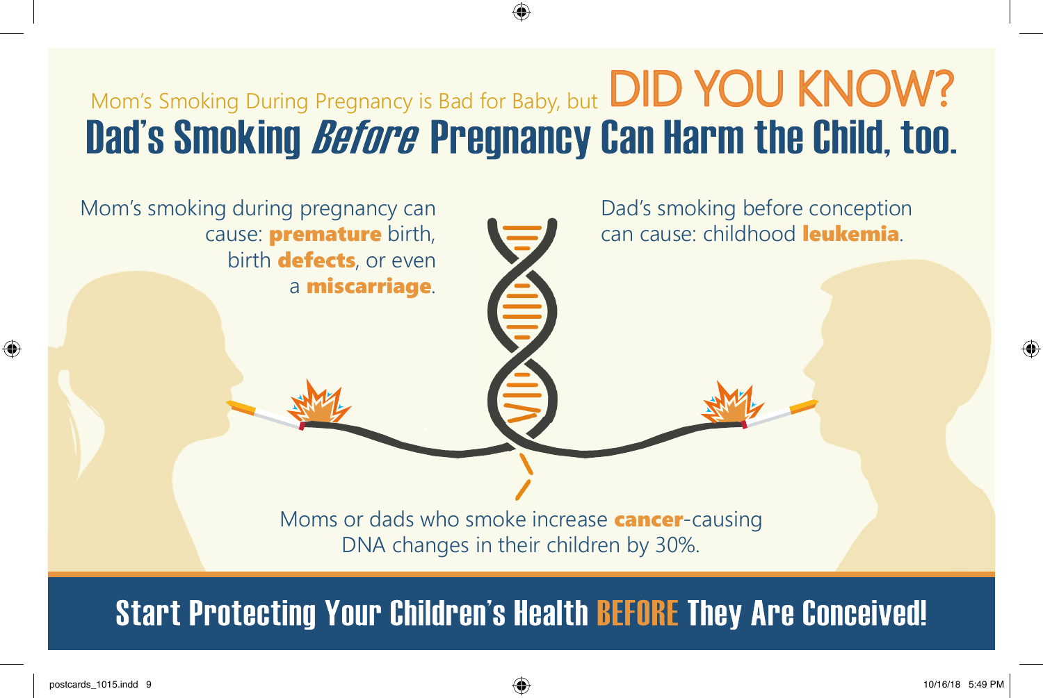Mom's Smoking During Pregnancy is Bad for Baby, but DID YOU KNOW?

# Dad's Smoking *Before* Pregnancy Can Harm the Child, too.

Mom's smoking during pregnancy can cause: **premature** birth, birth **defects**, or even a **miscarriage**.

Dad's smoking before conception can cause: childhood **leukemia**.

Moms or dads who smoke increase **cancer**-causing DNA changes in their children by 30%.

## Start Protecting Your Children's Health BEFORE They Are Conceived!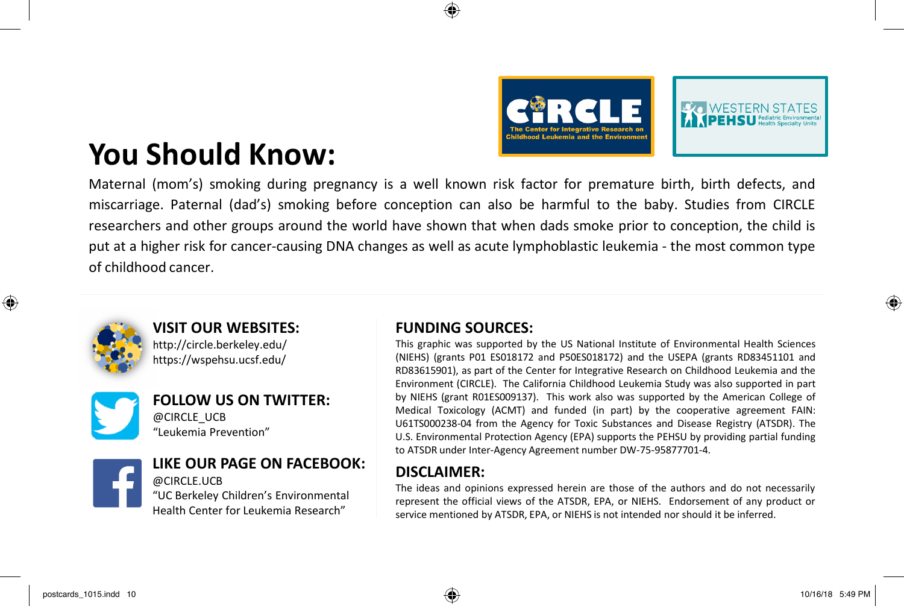# You Should Know:

Maternal (mom's) smoking during pregnancy is a well known risk factor for premature birth, birth defects, and miscarriage. Paternal (dad's) smoking before conception can also be harmful to the baby. Studies from CIRCLE researchers and other groups around the world have shown that when dads smoke prior to conception, the child is put at a higher risk for cancer-causing DNA changes as well as acute lymphoblastic leukemia - the most common type of childhood cancer.

## VISIT OUR WEBSITES:

http://circle.berkeley.edu/
https://wspehsu.ucsf.edu/

## FOLLOW US ON TWITTER:

@CIRCLE_UCB
"Leukemia Prevention"

## LIKE OUR PAGE ON FACEBOOK:

@CIRCLE.UCB
"UC Berkeley Children's Environmental Health Center for Leukemia Research"

## FUNDING SOURCES:

This graphic was supported by the US National Institute of Environmental Health Sciences (NIEHS) (grants P01 ES018172 and P50ES018172) and the USEPA (grants RD83451101 and RD83615901), as part of the Center for Integrative Research on Childhood Leukemia and the Environment (CIRCLE). The California Childhood Leukemia Study was also supported in part by NIEHS (grant R01ES009137). This work also was supported by the American College of Medical Toxicology (ACMT) and funded (in part) by the cooperative agreement FAIN: U61TS000238-04 from the Agency for Toxic Substances and Disease Registry (ATSDR). The U.S. Environmental Protection Agency (EPA) supports the PEHSU by providing partial funding to ATSDR under Inter-Agency Agreement number DW-75-95877701-4.

## DISCLAIMER:

The ideas and opinions expressed herein are those of the authors and do not necessarily represent the official views of the ATSDR, EPA, or NIEHS. Endorsement of any product or service mentioned by ATSDR, EPA, or NIEHS is not intended nor should it be inferred.